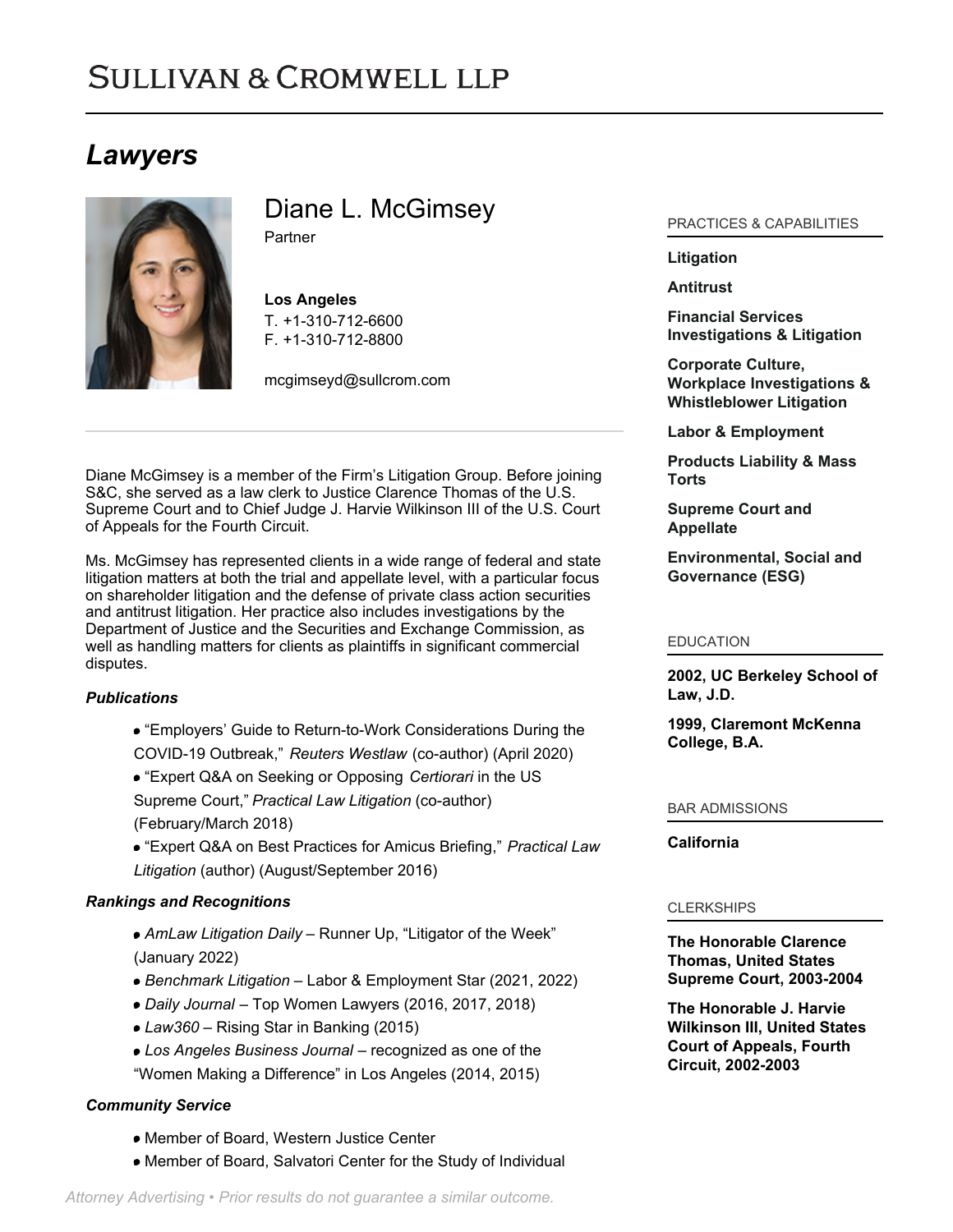# Sullivan & Cromwell LLP

## Lawyers

### Diane L. McGimsey

Partner

**Los Angeles**
T. +1-310-712-6600
F. +1-310-712-8800

mcgimseyd@sullcrom.com

Diane McGimsey is a member of the Firm's Litigation Group. Before joining S&C, she served as a law clerk to Justice Clarence Thomas of the U.S. Supreme Court and to Chief Judge J. Harvie Wilkinson III of the U.S. Court of Appeals for the Fourth Circuit.

Ms. McGimsey has represented clients in a wide range of federal and state litigation matters at both the trial and appellate level, with a particular focus on shareholder litigation and the defense of private class action securities and antitrust litigation. Her practice also includes investigations by the Department of Justice and the Securities and Exchange Commission, as well as handling matters for clients as plaintiffs in significant commercial disputes.

***Publications***

- "Employers' Guide to Return-to-Work Considerations During the COVID-19 Outbreak," *Reuters Westlaw* (co-author) (April 2020)
- "Expert Q&A on Seeking or Opposing *Certiorari* in the US Supreme Court," *Practical Law Litigation* (co-author) (February/March 2018)
- "Expert Q&A on Best Practices for Amicus Briefing," *Practical Law Litigation* (author) (August/September 2016)

***Rankings and Recognitions***

- *AmLaw Litigation Daily* – Runner Up, "Litigator of the Week" (January 2022)
- *Benchmark Litigation* – Labor & Employment Star (2021, 2022)
- *Daily Journal* – Top Women Lawyers (2016, 2017, 2018)
- *Law360* – Rising Star in Banking (2015)
- *Los Angeles Business Journal* – recognized as one of the "Women Making a Difference" in Los Angeles (2014, 2015)

***Community Service***

- Member of Board, Western Justice Center
- Member of Board, Salvatori Center for the Study of Individual

PRACTICES & CAPABILITIES

**Litigation**

**Antitrust**

**Financial Services Investigations & Litigation**

**Corporate Culture, Workplace Investigations & Whistleblower Litigation**

**Labor & Employment**

**Products Liability & Mass Torts**

**Supreme Court and Appellate**

**Environmental, Social and Governance (ESG)**

EDUCATION

**2002, UC Berkeley School of Law, J.D.**

**1999, Claremont McKenna College, B.A.**

BAR ADMISSIONS

**California**

CLERKSHIPS

**The Honorable Clarence Thomas, United States Supreme Court, 2003-2004**

**The Honorable J. Harvie Wilkinson III, United States Court of Appeals, Fourth Circuit, 2002-2003**

*Attorney Advertising • Prior results do not guarantee a similar outcome.*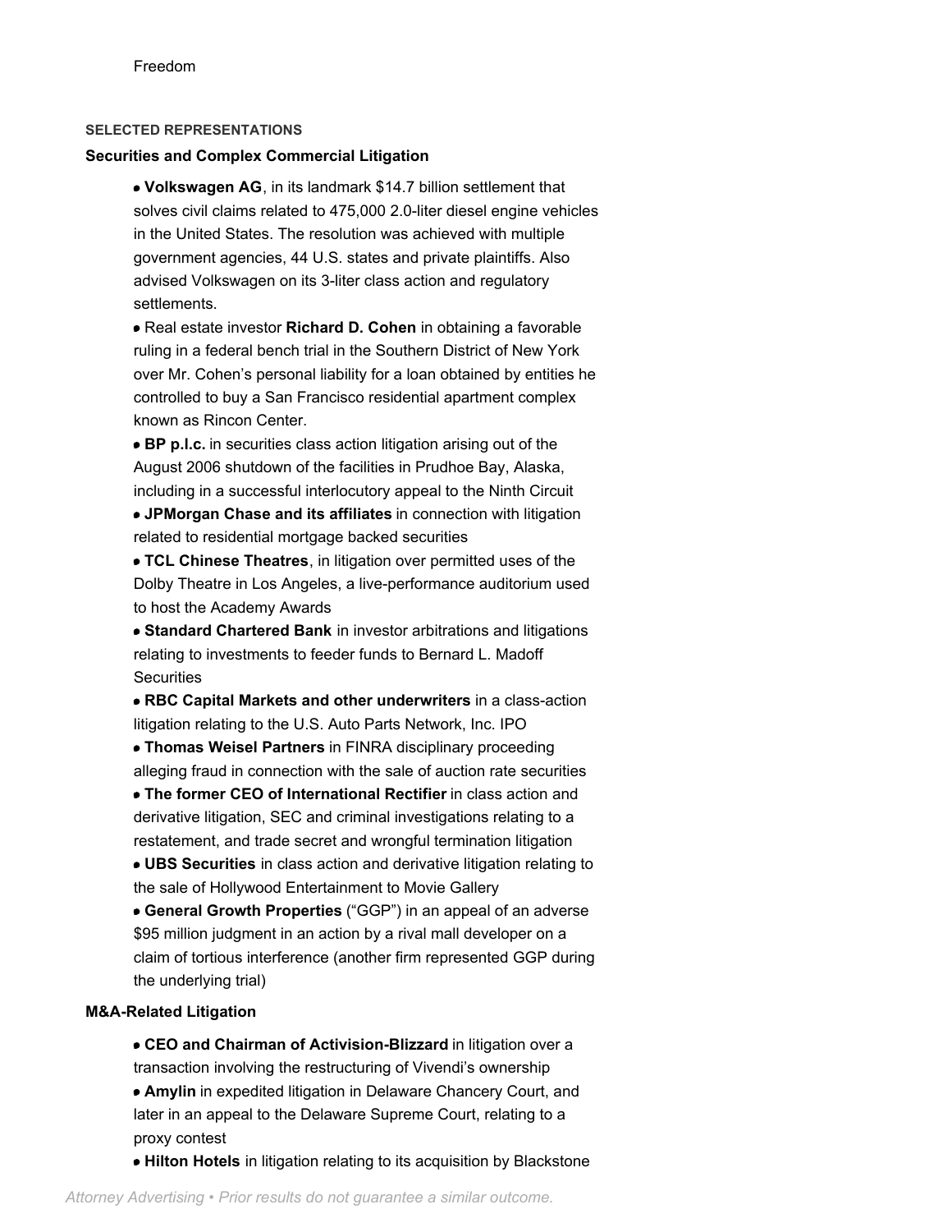Freedom

**SELECTED REPRESENTATIONS**

**Securities and Complex Commercial Litigation**

- **Volkswagen AG**, in its landmark $14.7 billion settlement that solves civil claims related to 475,000 2.0-liter diesel engine vehicles in the United States. The resolution was achieved with multiple government agencies, 44 U.S. states and private plaintiffs. Also advised Volkswagen on its 3-liter class action and regulatory settlements.
- Real estate investor **Richard D. Cohen** in obtaining a favorable ruling in a federal bench trial in the Southern District of New York over Mr. Cohen's personal liability for a loan obtained by entities he controlled to buy a San Francisco residential apartment complex known as Rincon Center.
- **BP p.l.c.** in securities class action litigation arising out of the August 2006 shutdown of the facilities in Prudhoe Bay, Alaska, including in a successful interlocutory appeal to the Ninth Circuit
- **JPMorgan Chase and its affiliates** in connection with litigation related to residential mortgage backed securities
- **TCL Chinese Theatres**, in litigation over permitted uses of the Dolby Theatre in Los Angeles, a live-performance auditorium used to host the Academy Awards
- **Standard Chartered Bank** in investor arbitrations and litigations relating to investments to feeder funds to Bernard L. Madoff Securities
- **RBC Capital Markets and other underwriters** in a class-action litigation relating to the U.S. Auto Parts Network, Inc. IPO
- **Thomas Weisel Partners** in FINRA disciplinary proceeding alleging fraud in connection with the sale of auction rate securities
- **The former CEO of International Rectifier** in class action and derivative litigation, SEC and criminal investigations relating to a restatement, and trade secret and wrongful termination litigation
- **UBS Securities** in class action and derivative litigation relating to the sale of Hollywood Entertainment to Movie Gallery
- **General Growth Properties** ("GGP") in an appeal of an adverse $95 million judgment in an action by a rival mall developer on a claim of tortious interference (another firm represented GGP during the underlying trial)

**M&A-Related Litigation**

- **CEO and Chairman of Activision-Blizzard** in litigation over a transaction involving the restructuring of Vivendi's ownership
- **Amylin** in expedited litigation in Delaware Chancery Court, and later in an appeal to the Delaware Supreme Court, relating to a proxy contest
- **Hilton Hotels** in litigation relating to its acquisition by Blackstone

*Attorney Advertising • Prior results do not guarantee a similar outcome.*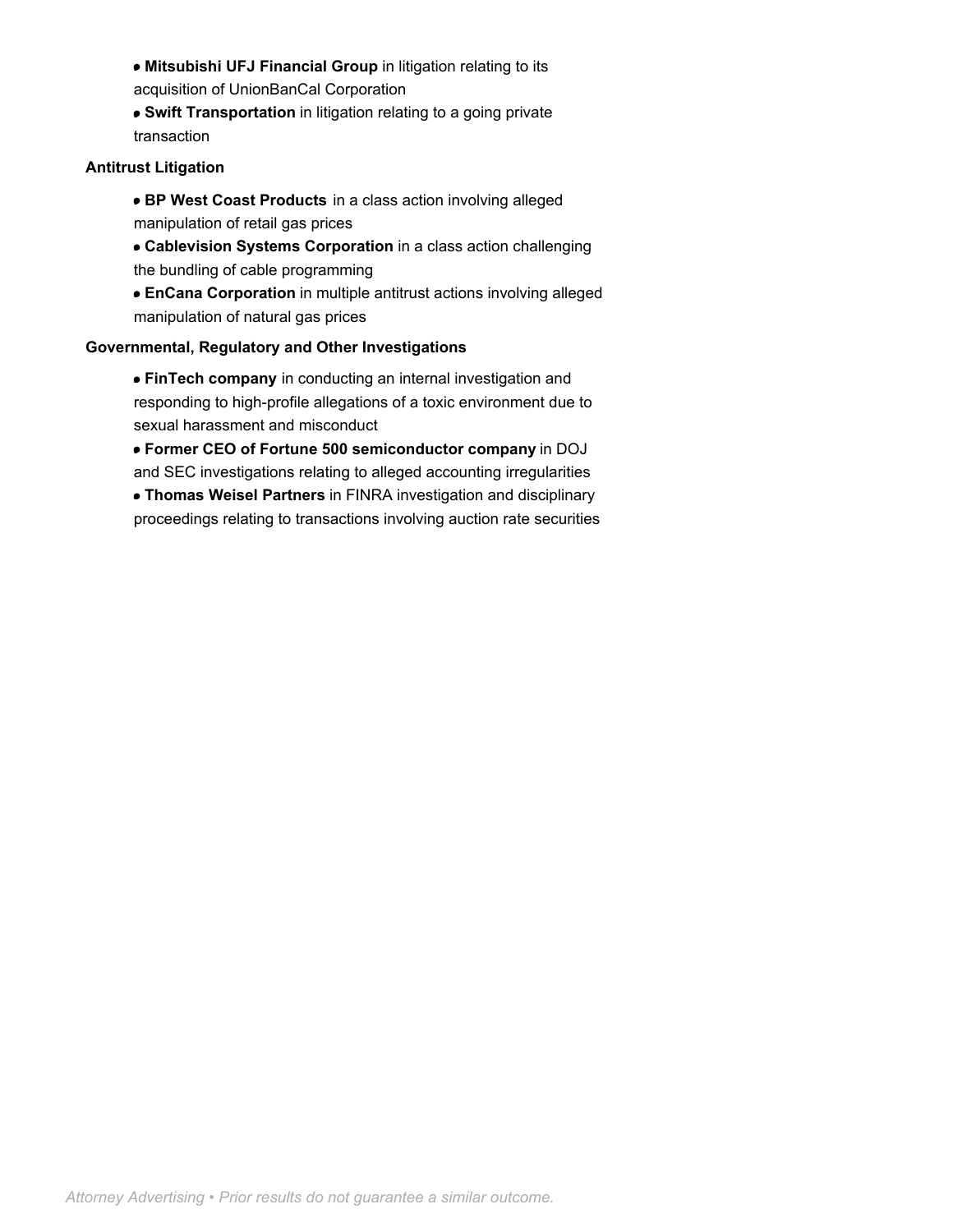- **Mitsubishi UFJ Financial Group** in litigation relating to its acquisition of UnionBanCal Corporation
- **Swift Transportation** in litigation relating to a going private transaction

**Antitrust Litigation**

- **BP West Coast Products** in a class action involving alleged manipulation of retail gas prices
- **Cablevision Systems Corporation** in a class action challenging the bundling of cable programming
- **EnCana Corporation** in multiple antitrust actions involving alleged manipulation of natural gas prices

**Governmental, Regulatory and Other Investigations**

- **FinTech company** in conducting an internal investigation and responding to high-profile allegations of a toxic environment due to sexual harassment and misconduct
- **Former CEO of Fortune 500 semiconductor company** in DOJ and SEC investigations relating to alleged accounting irregularities
- **Thomas Weisel Partners** in FINRA investigation and disciplinary proceedings relating to transactions involving auction rate securities

*Attorney Advertising • Prior results do not guarantee a similar outcome.*